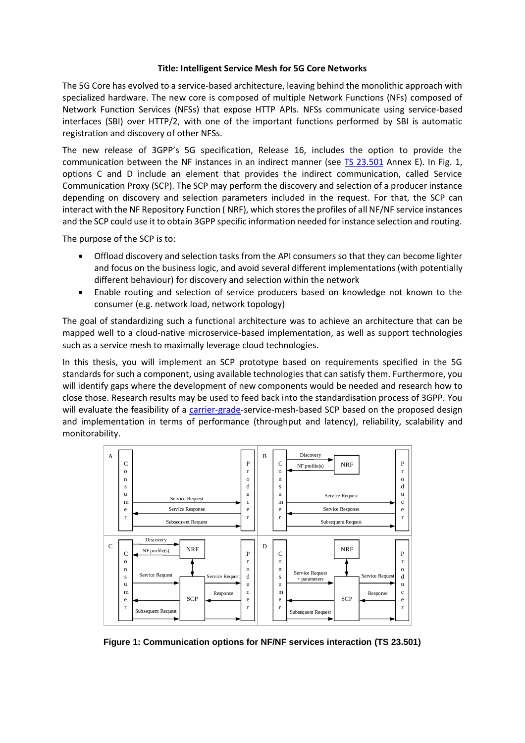**Title: Intelligent Service Mesh for 5G Core Networks**

The 5G Core has evolved to a service-based architecture, leaving behind the monolithic approach with specialized hardware. The new core is composed of multiple Network Functions (NFs) composed of Network Function Services (NFSs) that expose HTTP APIs. NFSs communicate using service-based interfaces (SBI) over HTTP/2, with one of the important functions performed by SBI is automatic registration and discovery of other NFSs.

The new release of 3GPP's 5G specification, Release 16, includes the option to provide the communication between the NF instances in an indirect manner (see [TS 23.501]() Annex E). In Fig. 1, options C and D include an element that provides the indirect communication, called Service Communication Proxy (SCP). The SCP may perform the discovery and selection of a producer instance depending on discovery and selection parameters included in the request. For that, the SCP can interact with the NF Repository Function ( NRF), which stores the profiles of all NF/NF service instances and the SCP could use it to obtain 3GPP specific information needed for instance selection and routing.

The purpose of the SCP is to:

- Offload discovery and selection tasks from the API consumers so that they can become lighter and focus on the business logic, and avoid several different implementations (with potentially different behaviour) for discovery and selection within the network
- Enable routing and selection of service producers based on knowledge not known to the consumer (e.g. network load, network topology)

The goal of standardizing such a functional architecture was to achieve an architecture that can be mapped well to a cloud-native microservice-based implementation, as well as support technologies such as a service mesh to maximally leverage cloud technologies.

In this thesis, you will implement an SCP prototype based on requirements specified in the 5G standards for such a component, using available technologies that can satisfy them. Furthermore, you will identify gaps where the development of new components would be needed and research how to close those. Research results may be used to feed back into the standardisation process of 3GPP. You will evaluate the feasibility of a [carrier-grade]()-service-mesh-based SCP based on the proposed design and implementation in terms of performance (throughput and latency), reliability, scalability and monitorability.

**Figure 1: Communication options for NF/NF services interaction (TS 23.501)**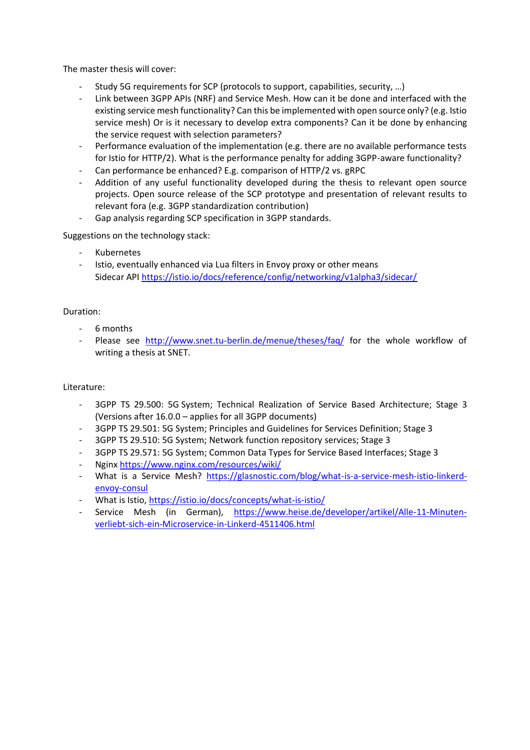The master thesis will cover:

- Study 5G requirements for SCP (protocols to support, capabilities, security, …)
- Link between 3GPP APIs (NRF) and Service Mesh. How can it be done and interfaced with the existing service mesh functionality? Can this be implemented with open source only? (e.g. Istio service mesh) Or is it necessary to develop extra components? Can it be done by enhancing the service request with selection parameters?
- Performance evaluation of the implementation (e.g. there are no available performance tests for Istio for HTTP/2). What is the performance penalty for adding 3GPP-aware functionality?
- Can performance be enhanced? E.g. comparison of HTTP/2 vs. gRPC
- Addition of any useful functionality developed during the thesis to relevant open source projects. Open source release of the SCP prototype and presentation of relevant results to relevant fora (e.g. 3GPP standardization contribution)
- Gap analysis regarding SCP specification in 3GPP standards.

Suggestions on the technology stack:

- Kubernetes
- Istio, eventually enhanced via Lua filters in Envoy proxy or other means
  Sidecar API https://istio.io/docs/reference/config/networking/v1alpha3/sidecar/

Duration:

- 6 months
- Please see http://www.snet.tu-berlin.de/menue/theses/faq/ for the whole workflow of writing a thesis at SNET.

Literature:

- 3GPP TS 29.500: 5G System; Technical Realization of Service Based Architecture; Stage 3 (Versions after 16.0.0 – applies for all 3GPP documents)
- 3GPP TS 29.501: 5G System; Principles and Guidelines for Services Definition; Stage 3
- 3GPP TS 29.510: 5G System; Network function repository services; Stage 3
- 3GPP TS 29.571: 5G System; Common Data Types for Service Based Interfaces; Stage 3
- Nginx https://www.nginx.com/resources/wiki/
- What is a Service Mesh? https://glasnostic.com/blog/what-is-a-service-mesh-istio-linkerd-envoy-consul
- What is Istio, https://istio.io/docs/concepts/what-is-istio/
- Service Mesh (in German), https://www.heise.de/developer/artikel/Alle-11-Minuten-verliebt-sich-ein-Microservice-in-Linkerd-4511406.html